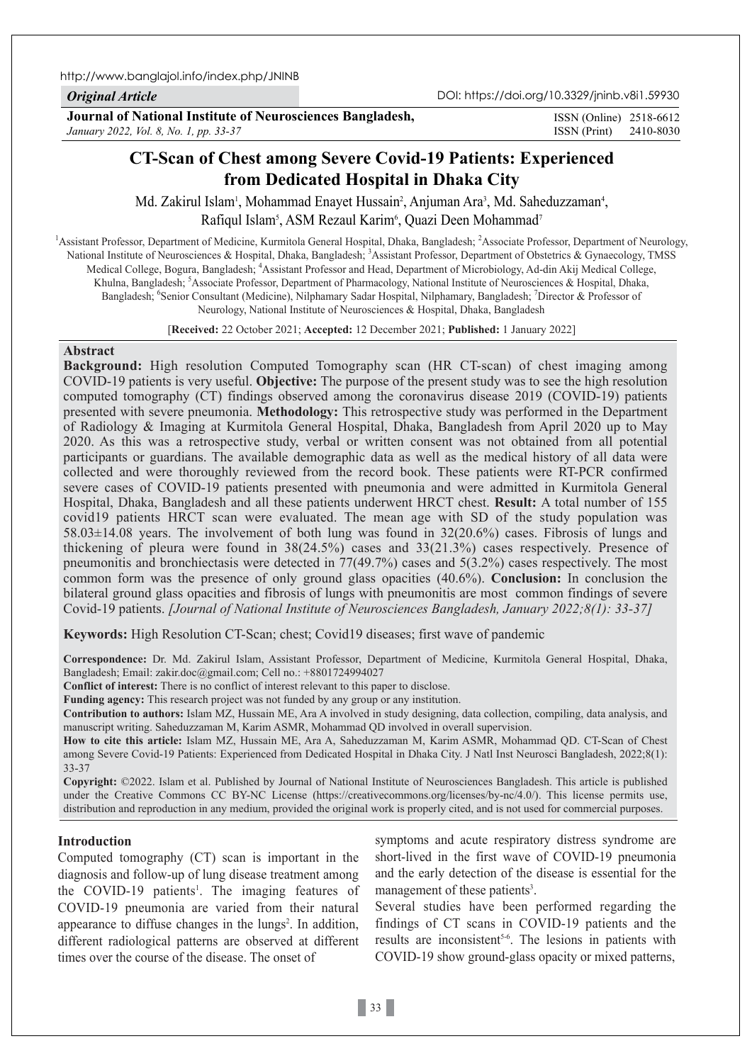*Original Article*

DOI: https://doi.org/10.3329/jninb.v8i1.59930

**Journal of National Institute of Neurosciences Bangladesh,**
*January 2022, Vol. 8, No. 1, pp. 33-37*

ISSN (Online) 2518-6612
ISSN (Print) 2410-8030

# CT-Scan of Chest among Severe Covid-19 Patients: Experienced from Dedicated Hospital in Dhaka City

Md. Zakirul Islam[1], Mohammad Enayet Hussain[2], Anjuman Ara[3], Md. Saheduzzaman[4], Rafiqul Islam[5], ASM Rezaul Karim[6], Quazi Deen Mohammad[7]

[1]Assistant Professor, Department of Medicine, Kurmitola General Hospital, Dhaka, Bangladesh; [2]Associate Professor, Department of Neurology, National Institute of Neurosciences & Hospital, Dhaka, Bangladesh; [3]Assistant Professor, Department of Obstetrics & Gynaecology, TMSS Medical College, Bogura, Bangladesh; [4]Assistant Professor and Head, Department of Microbiology, Ad-din Akij Medical College, Khulna, Bangladesh; [5]Associate Professor, Department of Pharmacology, National Institute of Neurosciences & Hospital, Dhaka, Bangladesh; [6]Senior Consultant (Medicine), Nilphamary Sadar Hospital, Nilphamary, Bangladesh; [7]Director & Professor of Neurology, National Institute of Neurosciences & Hospital, Dhaka, Bangladesh

[**Received:** 22 October 2021; **Accepted:** 12 December 2021; **Published:** 1 January 2022]

## Abstract

**Background:** High resolution Computed Tomography scan (HR CT-scan) of chest imaging among COVID-19 patients is very useful. **Objective:** The purpose of the present study was to see the high resolution computed tomography (CT) findings observed among the coronavirus disease 2019 (COVID-19) patients presented with severe pneumonia. **Methodology:** This retrospective study was performed in the Department of Radiology & Imaging at Kurmitola General Hospital, Dhaka, Bangladesh from April 2020 up to May 2020. As this was a retrospective study, verbal or written consent was not obtained from all potential participants or guardians. The available demographic data as well as the medical history of all data were collected and were thoroughly reviewed from the record book. These patients were RT-PCR confirmed severe cases of COVID-19 patients presented with pneumonia and were admitted in Kurmitola General Hospital, Dhaka, Bangladesh and all these patients underwent HRCT chest. **Result:** A total number of 155 covid19 patients HRCT scan were evaluated. The mean age with SD of the study population was 58.03±14.08 years. The involvement of both lung was found in 32(20.6%) cases. Fibrosis of lungs and thickening of pleura were found in 38(24.5%) cases and 33(21.3%) cases respectively. Presence of pneumonitis and bronchiectasis were detected in 77(49.7%) cases and 5(3.2%) cases respectively. The most common form was the presence of only ground glass opacities (40.6%). **Conclusion:** In conclusion the bilateral ground glass opacities and fibrosis of lungs with pneumonitis are most common findings of severe Covid-19 patients. *[Journal of National Institute of Neurosciences Bangladesh, January 2022;8(1): 33-37]*

**Keywords:** High Resolution CT-Scan; chest; Covid19 diseases; first wave of pandemic

**Correspondence:** Dr. Md. Zakirul Islam, Assistant Professor, Department of Medicine, Kurmitola General Hospital, Dhaka, Bangladesh; Email: zakir.doc@gmail.com; Cell no.: +8801724994027

**Conflict of interest:** There is no conflict of interest relevant to this paper to disclose.

**Funding agency:** This research project was not funded by any group or any institution.

**Contribution to authors:** Islam MZ, Hussain ME, Ara A involved in study designing, data collection, compiling, data analysis, and manuscript writing. Saheduzzaman M, Karim ASMR, Mohammad QD involved in overall supervision.

**How to cite this article:** Islam MZ, Hussain ME, Ara A, Saheduzzaman M, Karim ASMR, Mohammad QD. CT-Scan of Chest among Severe Covid-19 Patients: Experienced from Dedicated Hospital in Dhaka City. J Natl Inst Neurosci Bangladesh, 2022;8(1): 33-37

**Copyright:** ©2022. Islam et al. Published by Journal of National Institute of Neurosciences Bangladesh. This article is published under the Creative Commons CC BY-NC License (https://creativecommons.org/licenses/by-nc/4.0/). This license permits use, distribution and reproduction in any medium, provided the original work is properly cited, and is not used for commercial purposes.

## Introduction

Computed tomography (CT) scan is important in the diagnosis and follow-up of lung disease treatment among the COVID-19 patients[1]. The imaging features of COVID-19 pneumonia are varied from their natural appearance to diffuse changes in the lungs[2]. In addition, different radiological patterns are observed at different times over the course of the disease. The onset of symptoms and acute respiratory distress syndrome are short-lived in the first wave of COVID-19 pneumonia and the early detection of the disease is essential for the management of these patients[3].

Several studies have been performed regarding the findings of CT scans in COVID-19 patients and the results are inconsistent[5-6]. The lesions in patients with COVID-19 show ground-glass opacity or mixed patterns,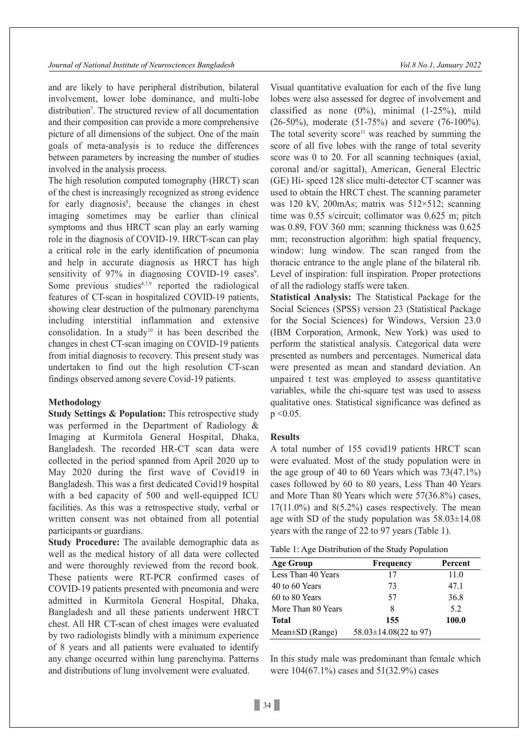and are likely to have peripheral distribution, bilateral involvement, lower lobe dominance, and multi-lobe distribution[7]. The structured review of all documentation and their composition can provide a more comprehensive picture of all dimensions of the subject. One of the main goals of meta-analysis is to reduce the differences between parameters by increasing the number of studies involved in the analysis process.

The high resolution computed tomography (HRCT) scan of the chest is increasingly recognized as strong evidence for early diagnosis[8], because the changes in chest imaging sometimes may be earlier than clinical symptoms and thus HRCT scan play an early warning role in the diagnosis of COVID-19. HRCT-scan can play a critical role in the early identification of pneumonia and help in accurate diagnosis as HRCT has high sensitivity of 97% in diagnosing COVID-19 cases[9]. Some previous studies[4,7,9] reported the radiological features of CT-scan in hospitalized COVID-19 patients, showing clear destruction of the pulmonary parenchyma including interstitial inflammation and extensive consolidation. In a study[10] it has been described the changes in chest CT-scan imaging on COVID-19 patients from initial diagnosis to recovery. This present study was undertaken to find out the high resolution CT-scan findings observed among severe Covid-19 patients.

## Methodology

**Study Settings & Population:** This retrospective study was performed in the Department of Radiology & Imaging at Kurmitola General Hospital, Dhaka, Bangladesh. The recorded HR-CT scan data were collected in the period spanned from April 2020 up to May 2020 during the first wave of Covid19 in Bangladesh. This was a first dedicated Covid19 hospital with a bed capacity of 500 and well-equipped ICU facilities. As this was a retrospective study, verbal or written consent was not obtained from all potential participants or guardians.

**Study Procedure:** The available demographic data as well as the medical history of all data were collected and were thoroughly reviewed from the record book. These patients were RT-PCR confirmed cases of COVID-19 patients presented with pneumonia and were admitted in Kurmitola General Hospital, Dhaka, Bangladesh and all these patients underwent HRCT chest. All HR CT-scan of chest images were evaluated by two radiologists blindly with a minimum experience of 8 years and all patients were evaluated to identify any change occurred within lung parenchyma. Patterns and distributions of lung involvement were evaluated.

Visual quantitative evaluation for each of the five lung lobes were also assessed for degree of involvement and classified as none (0%), minimal (1-25%), mild (26-50%), moderate (51-75%) and severe (76-100%). The total severity score[11] was reached by summing the score of all five lobes with the range of total severity score was 0 to 20. For all scanning techniques (axial, coronal and/or sagittal), American, General Electric (GE) Hi- speed 128 slice multi-detector CT scanner was used to obtain the HRCT chest. The scanning parameter was 120 kV, 200mAs; matrix was 512×512; scanning time was 0.55 s/circuit; collimator was 0.625 m; pitch was 0.89, FOV 360 mm; scanning thickness was 0.625 mm; reconstruction algorithm: high spatial frequency, window: lung window. The scan ranged from the thoracic entrance to the angle plane of the bilateral rib. Level of inspiration: full inspiration. Proper protections of all the radiology staffs were taken.

**Statistical Analysis:** The Statistical Package for the Social Sciences (SPSS) version 23 (Statistical Package for the Social Sciences) for Windows, Version 23.0 (IBM Corporation, Armonk, New York) was used to perform the statistical analysis. Categorical data were presented as numbers and percentages. Numerical data were presented as mean and standard deviation. An unpaired t test was employed to assess quantitative variables, while the chi-square test was used to assess qualitative ones. Statistical significance was defined as $p < 0.05$.

## Results

A total number of 155 covid19 patients HRCT scan were evaluated. Most of the study population were in the age group of 40 to 60 Years which was 73(47.1%) cases followed by 60 to 80 years, Less Than 40 Years and More Than 80 Years which were 57(36.8%) cases, 17(11.0%) and 8(5.2%) cases respectively. The mean age with SD of the study population was 58.03±14.08 years with the range of 22 to 97 years (Table 1).

Table 1: Age Distribution of the Study Population

| Age Group | Frequency | Percent |
|---|---|---|
| Less Than 40 Years | 17 | 11.0 |
| 40 to 60 Years | 73 | 47.1 |
| 60 to 80 Years | 57 | 36.8 |
| More Than 80 Years | 8 | 5.2 |
| **Total** | **155** | **100.0** |
| Mean±SD (Range) | 58.03±14.08(22 to 97) | |

In this study male was predominant than female which were 104(67.1%) cases and 51(32.9%) cases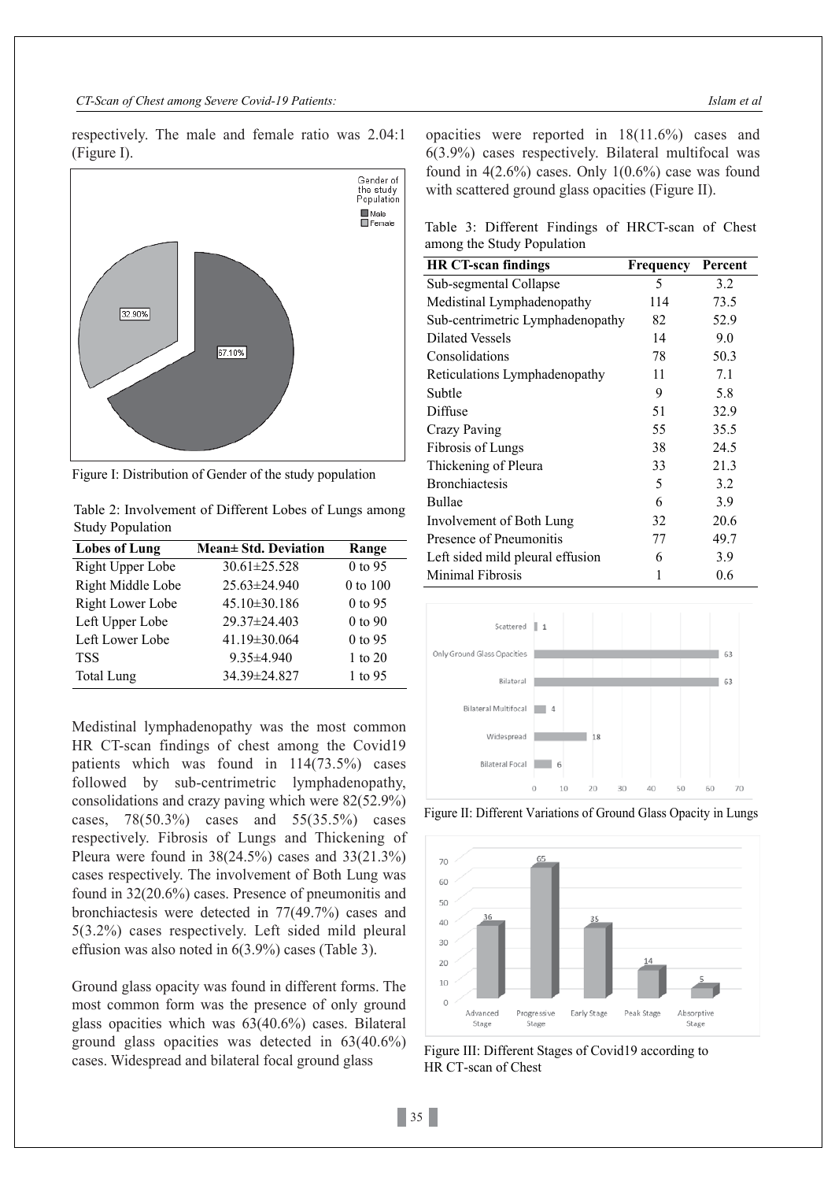respectively. The male and female ratio was 2.04:1 (Figure I).

Figure I: Distribution of Gender of the study population

Table 2: Involvement of Different Lobes of Lungs among Study Population

| Lobes of Lung | Mean± Std. Deviation | Range |
|---|---|---|
| Right Upper Lobe | 30.61±25.528 | 0 to 95 |
| Right Middle Lobe | 25.63±24.940 | 0 to 100 |
| Right Lower Lobe | 45.10±30.186 | 0 to 95 |
| Left Upper Lobe | 29.37±24.403 | 0 to 90 |
| Left Lower Lobe | 41.19±30.064 | 0 to 95 |
| TSS | 9.35±4.940 | 1 to 20 |
| Total Lung | 34.39±24.827 | 1 to 95 |

Medistinal lymphadenopathy was the most common HR CT-scan findings of chest among the Covid19 patients which was found in 114(73.5%) cases followed by sub-centrimetric lymphadenopathy, consolidations and crazy paving which were 82(52.9%) cases, 78(50.3%) cases and 55(35.5%) cases respectively. Fibrosis of Lungs and Thickening of Pleura were found in 38(24.5%) cases and 33(21.3%) cases respectively. The involvement of Both Lung was found in 32(20.6%) cases. Presence of pneumonitis and bronchiactesis were detected in 77(49.7%) cases and 5(3.2%) cases respectively. Left sided mild pleural effusion was also noted in 6(3.9%) cases (Table 3).

Ground glass opacity was found in different forms. The most common form was the presence of only ground glass opacities which was 63(40.6%) cases. Bilateral ground glass opacities was detected in 63(40.6%) cases. Widespread and bilateral focal ground glass opacities were reported in 18(11.6%) cases and 6(3.9%) cases respectively. Bilateral multifocal was found in 4(2.6%) cases. Only 1(0.6%) case was found with scattered ground glass opacities (Figure II).

Table 3: Different Findings of HRCT-scan of Chest among the Study Population

| HR CT-scan findings | Frequency | Percent |
|---|---|---|
| Sub-segmental Collapse | 5 | 3.2 |
| Medistinal Lymphadenopathy | 114 | 73.5 |
| Sub-centrimetric Lymphadenopathy | 82 | 52.9 |
| Dilated Vessels | 14 | 9.0 |
| Consolidations | 78 | 50.3 |
| Reticulations Lymphadenopathy | 11 | 7.1 |
| Subtle | 9 | 5.8 |
| Diffuse | 51 | 32.9 |
| Crazy Paving | 55 | 35.5 |
| Fibrosis of Lungs | 38 | 24.5 |
| Thickening of Pleura | 33 | 21.3 |
| Bronchiactesis | 5 | 3.2 |
| Bullae | 6 | 3.9 |
| Involvement of Both Lung | 32 | 20.6 |
| Presence of Pneumonitis | 77 | 49.7 |
| Left sided mild pleural effusion | 6 | 3.9 |
| Minimal Fibrosis | 1 | 0.6 |

Figure II: Different Variations of Ground Glass Opacity in Lungs

Figure III: Different Stages of Covid19 according to HR CT-scan of Chest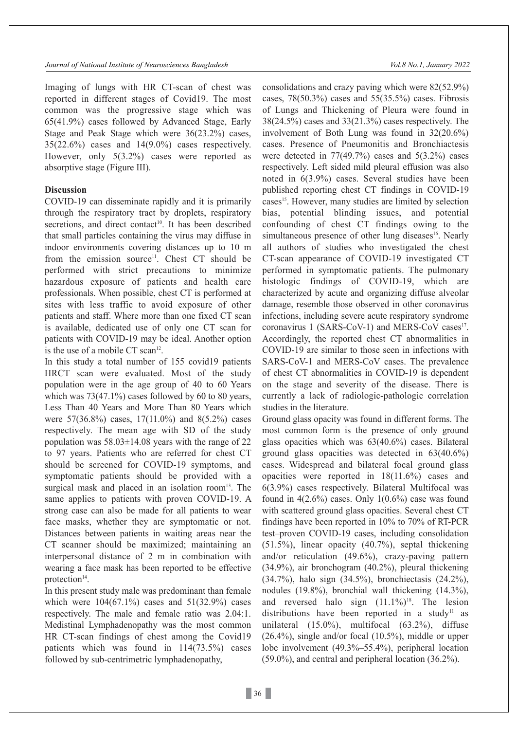Imaging of lungs with HR CT-scan of chest was reported in different stages of Covid19. The most common was the progressive stage which was 65(41.9%) cases followed by Advanced Stage, Early Stage and Peak Stage which were 36(23.2%) cases, 35(22.6%) cases and 14(9.0%) cases respectively. However, only 5(3.2%) cases were reported as absorptive stage (Figure III).

## Discussion

COVID-19 can disseminate rapidly and it is primarily through the respiratory tract by droplets, respiratory secretions, and direct contact[10]. It has been described that small particles containing the virus may diffuse in indoor environments covering distances up to 10 m from the emission source[11]. Chest CT should be performed with strict precautions to minimize hazardous exposure of patients and health care professionals. When possible, chest CT is performed at sites with less traffic to avoid exposure of other patients and staff. Where more than one fixed CT scan is available, dedicated use of only one CT scan for patients with COVID-19 may be ideal. Another option is the use of a mobile CT scan[12].

In this study a total number of 155 covid19 patients HRCT scan were evaluated. Most of the study population were in the age group of 40 to 60 Years which was 73(47.1%) cases followed by 60 to 80 years, Less Than 40 Years and More Than 80 Years which were 57(36.8%) cases, 17(11.0%) and 8(5.2%) cases respectively. The mean age with SD of the study population was 58.03±14.08 years with the range of 22 to 97 years. Patients who are referred for chest CT should be screened for COVID-19 symptoms, and symptomatic patients should be provided with a surgical mask and placed in an isolation room[13]. The same applies to patients with proven COVID-19. A strong case can also be made for all patients to wear face masks, whether they are symptomatic or not. Distances between patients in waiting areas near the CT scanner should be maximized; maintaining an interpersonal distance of 2 m in combination with wearing a face mask has been reported to be effective protection[14].

In this present study male was predominant than female which were 104(67.1%) cases and 51(32.9%) cases respectively. The male and female ratio was 2.04:1. Medistinal Lymphadenopathy was the most common HR CT-scan findings of chest among the Covid19 patients which was found in 114(73.5%) cases followed by sub-centrimetric lymphadenopathy, consolidations and crazy paving which were 82(52.9%) cases, 78(50.3%) cases and 55(35.5%) cases. Fibrosis of Lungs and Thickening of Pleura were found in 38(24.5%) cases and 33(21.3%) cases respectively. The involvement of Both Lung was found in 32(20.6%) cases. Presence of Pneumonitis and Bronchiactesis were detected in 77(49.7%) cases and 5(3.2%) cases respectively. Left sided mild pleural effusion was also noted in 6(3.9%) cases. Several studies have been published reporting chest CT findings in COVID-19 cases[15]. However, many studies are limited by selection bias, potential blinding issues, and potential confounding of chest CT findings owing to the simultaneous presence of other lung diseases[16]. Nearly all authors of studies who investigated the chest CT-scan appearance of COVID-19 investigated CT performed in symptomatic patients. The pulmonary histologic findings of COVID-19, which are characterized by acute and organizing diffuse alveolar damage, resemble those observed in other coronavirus infections, including severe acute respiratory syndrome coronavirus 1 (SARS-CoV-1) and MERS-CoV cases[17]. Accordingly, the reported chest CT abnormalities in COVID-19 are similar to those seen in infections with SARS-CoV-1 and MERS-CoV cases. The prevalence of chest CT abnormalities in COVID-19 is dependent on the stage and severity of the disease. There is currently a lack of radiologic-pathologic correlation studies in the literature.

Ground glass opacity was found in different forms. The most common form is the presence of only ground glass opacities which was 63(40.6%) cases. Bilateral ground glass opacities was detected in 63(40.6%) cases. Widespread and bilateral focal ground glass opacities were reported in 18(11.6%) cases and 6(3.9%) cases respectively. Bilateral Multifocal was found in 4(2.6%) cases. Only 1(0.6%) case was found with scattered ground glass opacities. Several chest CT findings have been reported in 10% to 70% of RT-PCR test–proven COVID-19 cases, including consolidation (51.5%), linear opacity (40.7%), septal thickening and/or reticulation (49.6%), crazy-paving pattern (34.9%), air bronchogram (40.2%), pleural thickening (34.7%), halo sign (34.5%), bronchiectasis (24.2%), nodules (19.8%), bronchial wall thickening (14.3%), and reversed halo sign (11.1%)[18]. The lesion distributions have been reported in a study[11] as unilateral (15.0%), multifocal (63.2%), diffuse (26.4%), single and/or focal (10.5%), middle or upper lobe involvement (49.3%–55.4%), peripheral location (59.0%), and central and peripheral location (36.2%).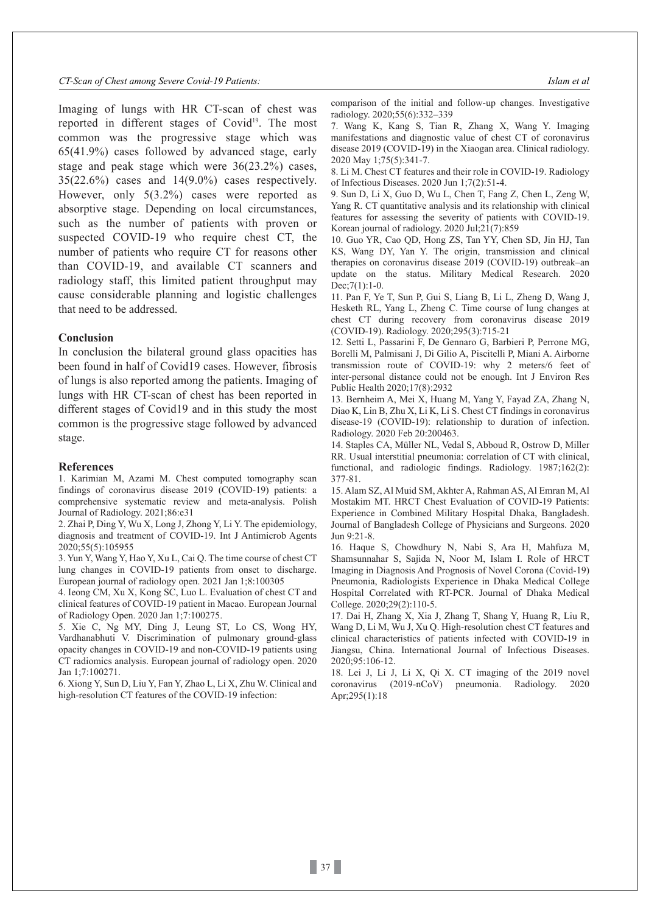Imaging of lungs with HR CT-scan of chest was reported in different stages of Covid[19]. The most common was the progressive stage which was 65(41.9%) cases followed by advanced stage, early stage and peak stage which were 36(23.2%) cases, 35(22.6%) cases and 14(9.0%) cases respectively. However, only 5(3.2%) cases were reported as absorptive stage. Depending on local circumstances, such as the number of patients with proven or suspected COVID-19 who require chest CT, the number of patients who require CT for reasons other than COVID-19, and available CT scanners and radiology staff, this limited patient throughput may cause considerable planning and logistic challenges that need to be addressed.

## Conclusion

In conclusion the bilateral ground glass opacities has been found in half of Covid19 cases. However, fibrosis of lungs is also reported among the patients. Imaging of lungs with HR CT-scan of chest has been reported in different stages of Covid19 and in this study the most common is the progressive stage followed by advanced stage.

## References

1. Karimian M, Azami M. Chest computed tomography scan findings of coronavirus disease 2019 (COVID-19) patients: a comprehensive systematic review and meta-analysis. Polish Journal of Radiology. 2021;86:e31
2. Zhai P, Ding Y, Wu X, Long J, Zhong Y, Li Y. The epidemiology, diagnosis and treatment of COVID-19. Int J Antimicrob Agents 2020;55(5):105955
3. Yun Y, Wang Y, Hao Y, Xu L, Cai Q. The time course of chest CT lung changes in COVID-19 patients from onset to discharge. European journal of radiology open. 2021 Jan 1;8:100305
4. Ieong CM, Xu X, Kong SC, Luo L. Evaluation of chest CT and clinical features of COVID-19 patient in Macao. European Journal of Radiology Open. 2020 Jan 1;7:100275.
5. Xie C, Ng MY, Ding J, Leung ST, Lo CS, Wong HY, Vardhanabhuti V. Discrimination of pulmonary ground-glass opacity changes in COVID-19 and non-COVID-19 patients using CT radiomics analysis. European journal of radiology open. 2020 Jan 1;7:100271.
6. Xiong Y, Sun D, Liu Y, Fan Y, Zhao L, Li X, Zhu W. Clinical and high-resolution CT features of the COVID-19 infection: comparison of the initial and follow-up changes. Investigative radiology. 2020;55(6):332–339
7. Wang K, Kang S, Tian R, Zhang X, Wang Y. Imaging manifestations and diagnostic value of chest CT of coronavirus disease 2019 (COVID-19) in the Xiaogan area. Clinical radiology. 2020 May 1;75(5):341-7.
8. Li M. Chest CT features and their role in COVID-19. Radiology of Infectious Diseases. 2020 Jun 1;7(2):51-4.
9. Sun D, Li X, Guo D, Wu L, Chen T, Fang Z, Chen L, Zeng W, Yang R. CT quantitative analysis and its relationship with clinical features for assessing the severity of patients with COVID-19. Korean journal of radiology. 2020 Jul;21(7):859
10. Guo YR, Cao QD, Hong ZS, Tan YY, Chen SD, Jin HJ, Tan KS, Wang DY, Yan Y. The origin, transmission and clinical therapies on coronavirus disease 2019 (COVID-19) outbreak–an update on the status. Military Medical Research. 2020 Dec;7(1):1-0.
11. Pan F, Ye T, Sun P, Gui S, Liang B, Li L, Zheng D, Wang J, Hesketh RL, Yang L, Zheng C. Time course of lung changes at chest CT during recovery from coronavirus disease 2019 (COVID-19). Radiology. 2020;295(3):715-21
12. Setti L, Passarini F, De Gennaro G, Barbieri P, Perrone MG, Borelli M, Palmisani J, Di Gilio A, Piscitelli P, Miani A. Airborne transmission route of COVID-19: why 2 meters/6 feet of inter-personal distance could not be enough. Int J Environ Res Public Health 2020;17(8):2932
13. Bernheim A, Mei X, Huang M, Yang Y, Fayad ZA, Zhang N, Diao K, Lin B, Zhu X, Li K, Li S. Chest CT findings in coronavirus disease-19 (COVID-19): relationship to duration of infection. Radiology. 2020 Feb 20:200463.
14. Staples CA, Müller NL, Vedal S, Abboud R, Ostrow D, Miller RR. Usual interstitial pneumonia: correlation of CT with clinical, functional, and radiologic findings. Radiology. 1987;162(2): 377-81.
15. Alam SZ, Al Muid SM, Akhter A, Rahman AS, Al Emran M, Al Mostakim MT. HRCT Chest Evaluation of COVID-19 Patients: Experience in Combined Military Hospital Dhaka, Bangladesh. Journal of Bangladesh College of Physicians and Surgeons. 2020 Jun 9:21-8.
16. Haque S, Chowdhury N, Nabi S, Ara H, Mahfuza M, Shamsunnahar S, Sajida N, Noor M, Islam I. Role of HRCT Imaging in Diagnosis And Prognosis of Novel Corona (Covid-19) Pneumonia, Radiologists Experience in Dhaka Medical College Hospital Correlated with RT-PCR. Journal of Dhaka Medical College. 2020;29(2):110-5.
17. Dai H, Zhang X, Xia J, Zhang T, Shang Y, Huang R, Liu R, Wang D, Li M, Wu J, Xu Q. High-resolution chest CT features and clinical characteristics of patients infected with COVID-19 in Jiangsu, China. International Journal of Infectious Diseases. 2020;95:106-12.
18. Lei J, Li J, Li X, Qi X. CT imaging of the 2019 novel coronavirus (2019-nCoV) pneumonia. Radiology. 2020 Apr;295(1):18